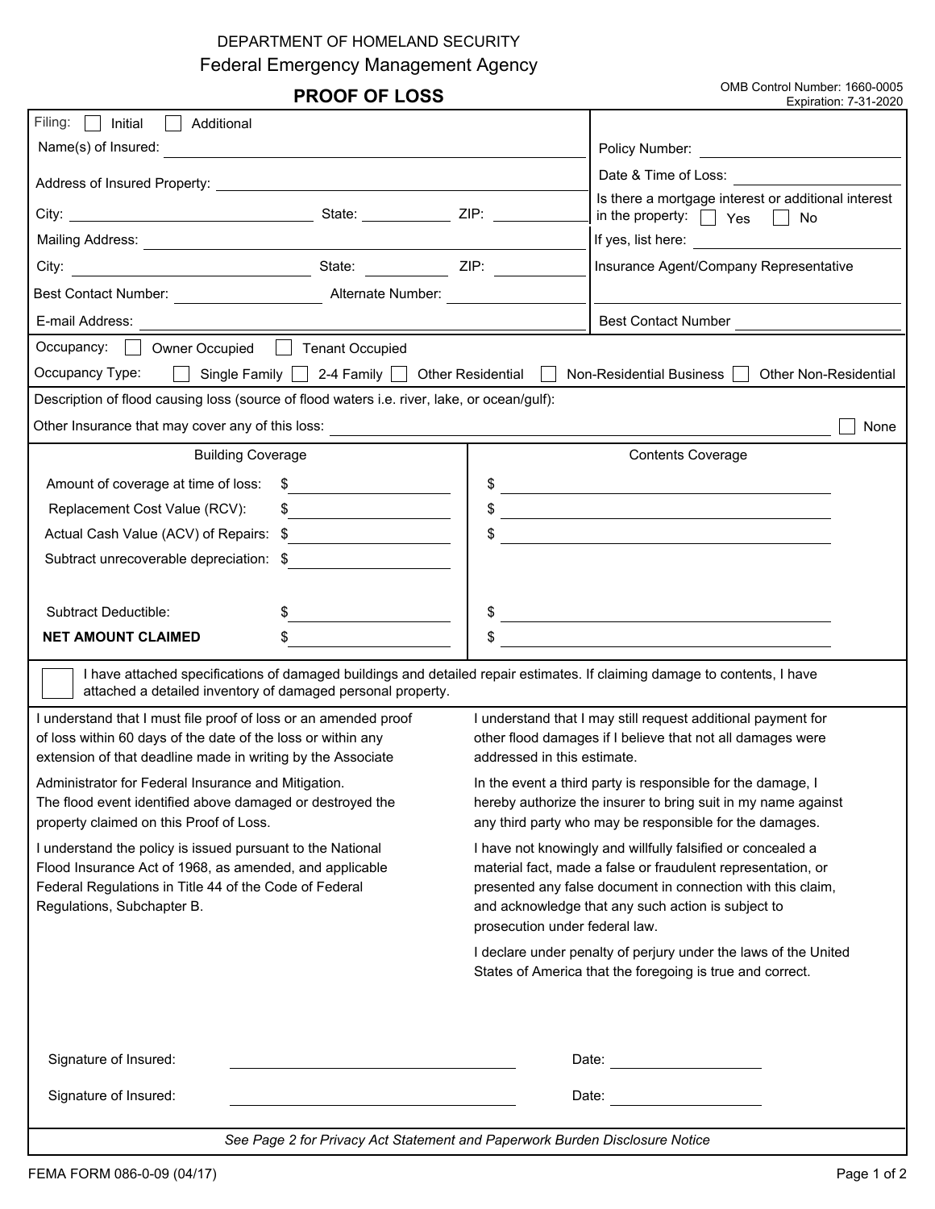DEPARTMENT OF HOMELAND SECURITY

Federal Emergency Management Agency

# PROOF OF LOSS

OMB Control Number: 1660-0005
Expiration: 7-31-2020

Filing: ☐ Initial ☐ Additional

Name(s) of Insured: ____________________

Policy Number: ____________________

Address of Insured Property: ____________________

Date & Time of Loss: ____________________

City: ____________________ State: __________ ZIP: __________

Is there a mortgage interest or additional interest in the property: ☐ Yes ☐ No

Mailing Address: ____________________

If yes, list here: ____________________

City: ____________________ State: __________ ZIP: __________

Insurance Agent/Company Representative ____________________

Best Contact Number: __________ Alternate Number: __________

E-mail Address: ____________________

Best Contact Number ____________________

Occupancy: ☐ Owner Occupied ☐ Tenant Occupied

Occupancy Type: ☐ Single Family ☐ 2-4 Family ☐ Other Residential ☐ Non-Residential Business ☐ Other Non-Residential

Description of flood causing loss (source of flood waters i.e. river, lake, or ocean/gulf):

Other Insurance that may cover any of this loss: ____________________ ☐ None

| | Building Coverage | Contents Coverage |
|---|---|---|
| Amount of coverage at time of loss: | $ | $ |
| Replacement Cost Value (RCV): | $ | $ |
| Actual Cash Value (ACV) of Repairs: | $ | $ |
| Subtract unrecoverable depreciation: | $ | |
| Subtract Deductible: | $ | $ |
| **NET AMOUNT CLAIMED** | $ | $ |

☐ I have attached specifications of damaged buildings and detailed repair estimates. If claiming damage to contents, I have attached a detailed inventory of damaged personal property.

I understand that I must file proof of loss or an amended proof of loss within 60 days of the date of the loss or within any extension of that deadline made in writing by the Associate Administrator for Federal Insurance and Mitigation.

The flood event identified above damaged or destroyed the property claimed on this Proof of Loss.

I understand the policy is issued pursuant to the National Flood Insurance Act of 1968, as amended, and applicable Federal Regulations in Title 44 of the Code of Federal Regulations, Subchapter B.

I understand that I may still request additional payment for other flood damages if I believe that not all damages were addressed in this estimate.

In the event a third party is responsible for the damage, I hereby authorize the insurer to bring suit in my name against any third party who may be responsible for the damages.

I have not knowingly and willfully falsified or concealed a material fact, made a false or fraudulent representation, or presented any false document in connection with this claim, and acknowledge that any such action is subject to prosecution under federal law.

I declare under penalty of perjury under the laws of the United States of America that the foregoing is true and correct.

Signature of Insured: ____________________ Date: __________

Signature of Insured: ____________________ Date: __________

*See Page 2 for Privacy Act Statement and Paperwork Burden Disclosure Notice*

FEMA FORM 086-0-09 (04/17)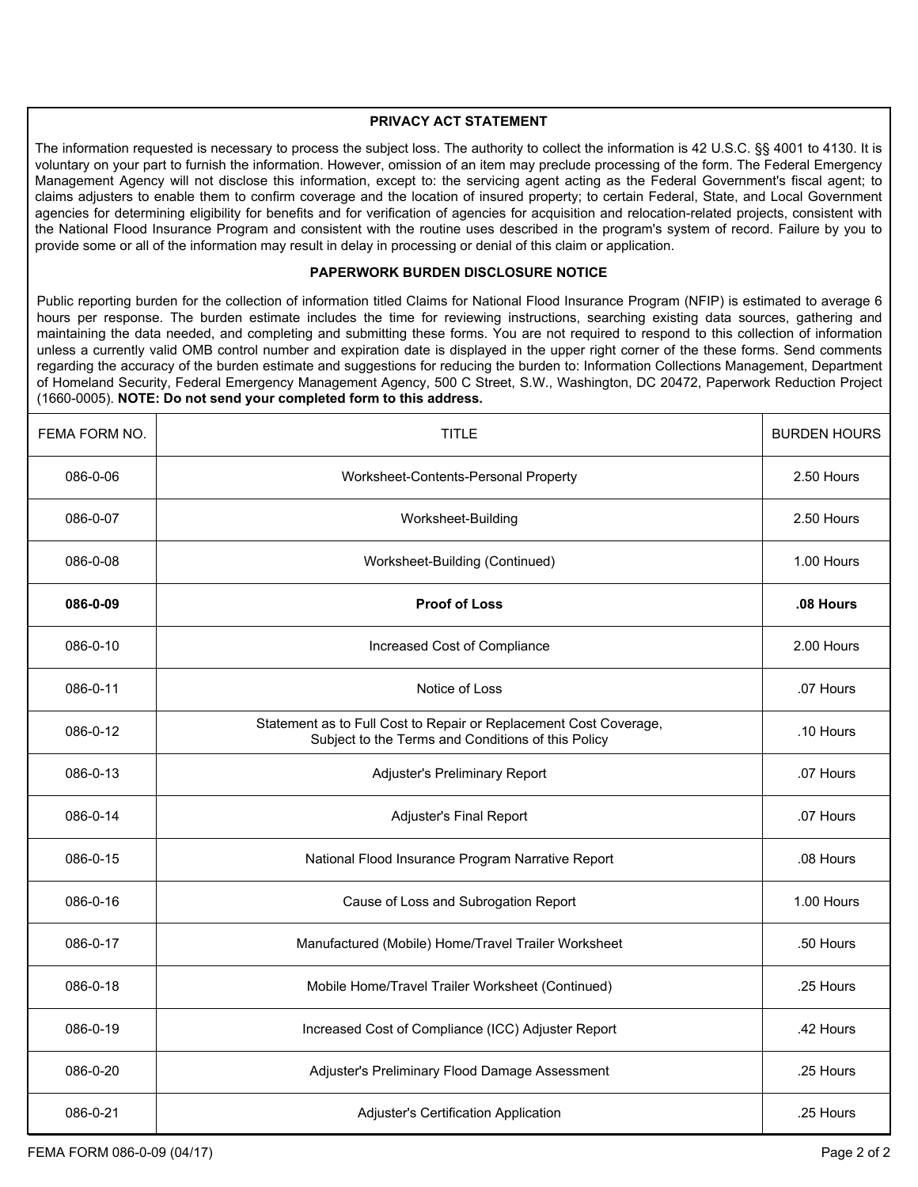## PRIVACY ACT STATEMENT

The information requested is necessary to process the subject loss. The authority to collect the information is 42 U.S.C. §§ 4001 to 4130. It is voluntary on your part to furnish the information. However, omission of an item may preclude processing of the form. The Federal Emergency Management Agency will not disclose this information, except to: the servicing agent acting as the Federal Government's fiscal agent; to claims adjusters to enable them to confirm coverage and the location of insured property; to certain Federal, State, and Local Government agencies for determining eligibility for benefits and for verification of agencies for acquisition and relocation-related projects, consistent with the National Flood Insurance Program and consistent with the routine uses described in the program's system of record. Failure by you to provide some or all of the information may result in delay in processing or denial of this claim or application.

## PAPERWORK BURDEN DISCLOSURE NOTICE

Public reporting burden for the collection of information titled Claims for National Flood Insurance Program (NFIP) is estimated to average 6 hours per response. The burden estimate includes the time for reviewing instructions, searching existing data sources, gathering and maintaining the data needed, and completing and submitting these forms. You are not required to respond to this collection of information unless a currently valid OMB control number and expiration date is displayed in the upper right corner of the these forms. Send comments regarding the accuracy of the burden estimate and suggestions for reducing the burden to: Information Collections Management, Department of Homeland Security, Federal Emergency Management Agency, 500 C Street, S.W., Washington, DC 20472, Paperwork Reduction Project (1660-0005). **NOTE: Do not send your completed form to this address.**

| FEMA FORM NO. | TITLE | BURDEN HOURS |
|---|---|---|
| 086-0-06 | Worksheet-Contents-Personal Property | 2.50 Hours |
| 086-0-07 | Worksheet-Building | 2.50 Hours |
| 086-0-08 | Worksheet-Building (Continued) | 1.00 Hours |
| **086-0-09** | **Proof of Loss** | **.08 Hours** |
| 086-0-10 | Increased Cost of Compliance | 2.00 Hours |
| 086-0-11 | Notice of Loss | .07 Hours |
| 086-0-12 | Statement as to Full Cost to Repair or Replacement Cost Coverage, Subject to the Terms and Conditions of this Policy | .10 Hours |
| 086-0-13 | Adjuster's Preliminary Report | .07 Hours |
| 086-0-14 | Adjuster's Final Report | .07 Hours |
| 086-0-15 | National Flood Insurance Program Narrative Report | .08 Hours |
| 086-0-16 | Cause of Loss and Subrogation Report | 1.00 Hours |
| 086-0-17 | Manufactured (Mobile) Home/Travel Trailer Worksheet | .50 Hours |
| 086-0-18 | Mobile Home/Travel Trailer Worksheet (Continued) | .25 Hours |
| 086-0-19 | Increased Cost of Compliance (ICC) Adjuster Report | .42 Hours |
| 086-0-20 | Adjuster's Preliminary Flood Damage Assessment | .25 Hours |
| 086-0-21 | Adjuster's Certification Application | .25 Hours |

FEMA FORM 086-0-09 (04/17)